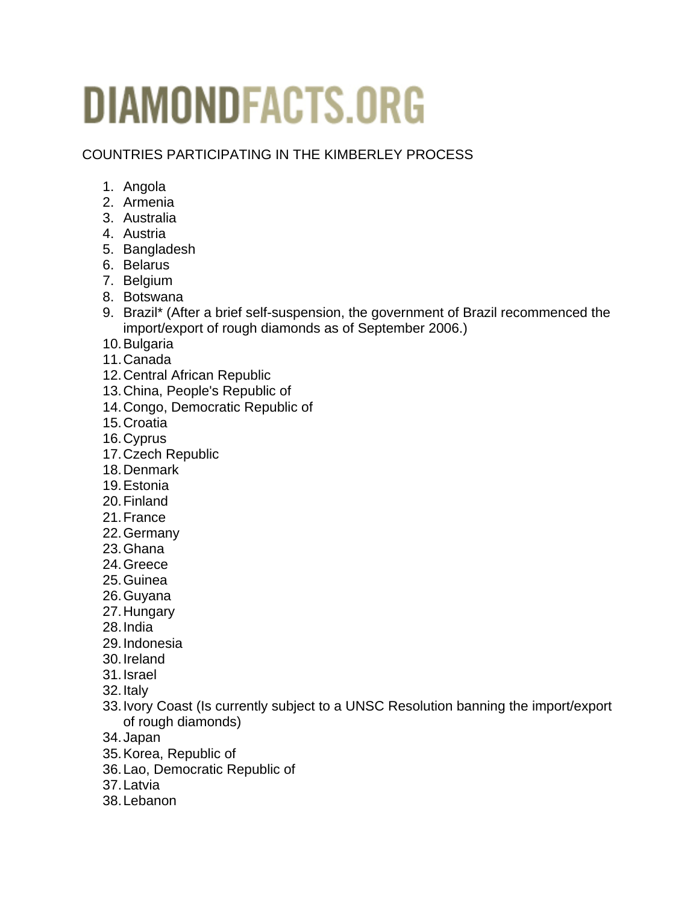# DIAMONDFACTS.ORG

COUNTRIES PARTICIPATING IN THE KIMBERLEY PROCESS

1. Angola
2. Armenia
3. Australia
4. Austria
5. Bangladesh
6. Belarus
7. Belgium
8. Botswana
9. Brazil* (After a brief self-suspension, the government of Brazil recommenced the import/export of rough diamonds as of September 2006.)
10. Bulgaria
11. Canada
12. Central African Republic
13. China, People's Republic of
14. Congo, Democratic Republic of
15. Croatia
16. Cyprus
17. Czech Republic
18. Denmark
19. Estonia
20. Finland
21. France
22. Germany
23. Ghana
24. Greece
25. Guinea
26. Guyana
27. Hungary
28. India
29. Indonesia
30. Ireland
31. Israel
32. Italy
33. Ivory Coast (Is currently subject to a UNSC Resolution banning the import/export of rough diamonds)
34. Japan
35. Korea, Republic of
36. Lao, Democratic Republic of
37. Latvia
38. Lebanon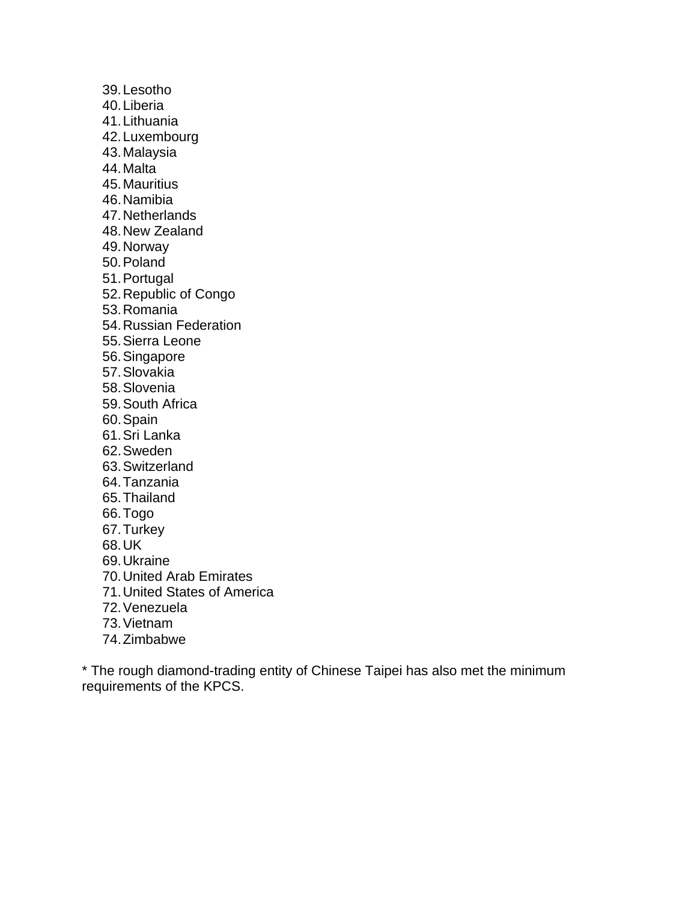39. Lesotho
40. Liberia
41. Lithuania
42. Luxembourg
43. Malaysia
44. Malta
45. Mauritius
46. Namibia
47. Netherlands
48. New Zealand
49. Norway
50. Poland
51. Portugal
52. Republic of Congo
53. Romania
54. Russian Federation
55. Sierra Leone
56. Singapore
57. Slovakia
58. Slovenia
59. South Africa
60. Spain
61. Sri Lanka
62. Sweden
63. Switzerland
64. Tanzania
65. Thailand
66. Togo
67. Turkey
68. UK
69. Ukraine
70. United Arab Emirates
71. United States of America
72. Venezuela
73. Vietnam
74. Zimbabwe

* The rough diamond-trading entity of Chinese Taipei has also met the minimum requirements of the KPCS.